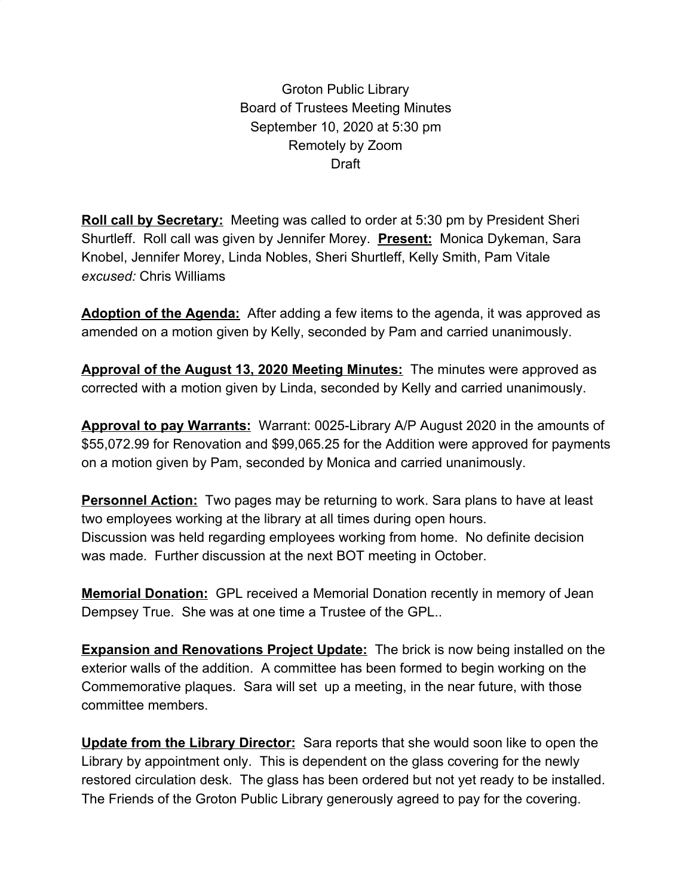Groton Public Library
Board of Trustees Meeting Minutes
September 10, 2020 at 5:30 pm
Remotely by Zoom
Draft

**Roll call by Secretary:** Meeting was called to order at 5:30 pm by President Sheri Shurtleff. Roll call was given by Jennifer Morey. **Present:** Monica Dykeman, Sara Knobel, Jennifer Morey, Linda Nobles, Sheri Shurtleff, Kelly Smith, Pam Vitale
*excused:* Chris Williams

**Adoption of the Agenda:** After adding a few items to the agenda, it was approved as amended on a motion given by Kelly, seconded by Pam and carried unanimously.

**Approval of the August 13, 2020 Meeting Minutes:** The minutes were approved as corrected with a motion given by Linda, seconded by Kelly and carried unanimously.

**Approval to pay Warrants:** Warrant: 0025-Library A/P August 2020 in the amounts of $55,072.99 for Renovation and $99,065.25 for the Addition were approved for payments on a motion given by Pam, seconded by Monica and carried unanimously.

**Personnel Action:** Two pages may be returning to work. Sara plans to have at least two employees working at the library at all times during open hours.
Discussion was held regarding employees working from home. No definite decision was made. Further discussion at the next BOT meeting in October.

**Memorial Donation:** GPL received a Memorial Donation recently in memory of Jean Dempsey True. She was at one time a Trustee of the GPL..

**Expansion and Renovations Project Update:** The brick is now being installed on the exterior walls of the addition. A committee has been formed to begin working on the Commemorative plaques. Sara will set up a meeting, in the near future, with those committee members.

**Update from the Library Director:** Sara reports that she would soon like to open the Library by appointment only. This is dependent on the glass covering for the newly restored circulation desk. The glass has been ordered but not yet ready to be installed. The Friends of the Groton Public Library generously agreed to pay for the covering.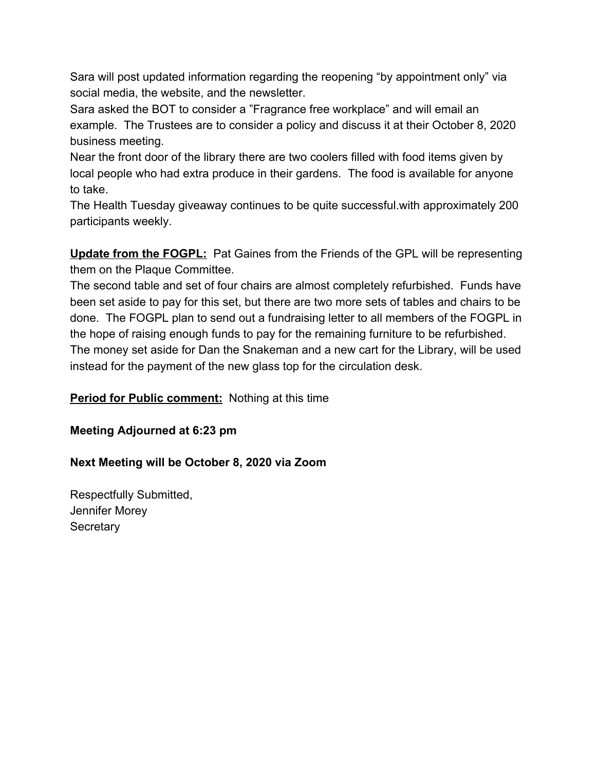Sara will post updated information regarding the reopening “by appointment only” via social media, the website, and the newsletter.

Sara asked the BOT to consider a ”Fragrance free workplace” and will email an example. The Trustees are to consider a policy and discuss it at their October 8, 2020 business meeting.

Near the front door of the library there are two coolers filled with food items given by local people who had extra produce in their gardens. The food is available for anyone to take.

The Health Tuesday giveaway continues to be quite successful.with approximately 200 participants weekly.

**Update from the FOGPL:** Pat Gaines from the Friends of the GPL will be representing them on the Plaque Committee.

The second table and set of four chairs are almost completely refurbished. Funds have been set aside to pay for this set, but there are two more sets of tables and chairs to be done. The FOGPL plan to send out a fundraising letter to all members of the FOGPL in the hope of raising enough funds to pay for the remaining furniture to be refurbished.

The money set aside for Dan the Snakeman and a new cart for the Library, will be used instead for the payment of the new glass top for the circulation desk.

**Period for Public comment:** Nothing at this time

**Meeting Adjourned at 6:23 pm**

**Next Meeting will be October 8, 2020 via Zoom**

Respectfully Submitted,
Jennifer Morey
Secretary